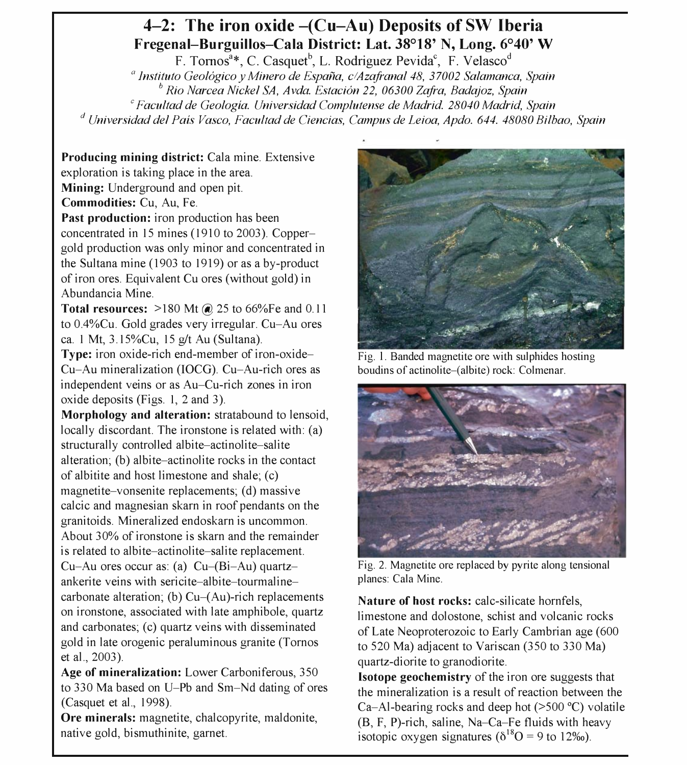# 4–2: The iron oxide –(Cu–Au) Deposits of SW Iberia

## Fregenal–Burguillos–Cala District: Lat. 38°18' N, Long. 6°40' W

F. Tornos[a]*, C. Casquet[b], L. Rodriguez Pevida[c], F. Velasco[d]

[a] *Instituto Geológico y Minero de España, c/Azafranal 48, 37002 Salamanca, Spain*
[b] *Rio Narcea Nickel SA, Avda. Estación 22, 06300 Zafra, Badajoz, Spain*
[c] *Facultad de Geología. Universidad Complutense de Madrid. 28040 Madrid, Spain*
[d] *Universidad del País Vasco, Facultad de Ciencias, Campus de Leioa, Apdo. 644. 48080 Bilbao, Spain*

**Producing mining district:** Cala mine. Extensive exploration is taking place in the area.

**Mining:** Underground and open pit.

**Commodities:** Cu, Au, Fe.

**Past production:** iron production has been concentrated in 15 mines (1910 to 2003). Copper–gold production was only minor and concentrated in the Sultana mine (1903 to 1919) or as a by-product of iron ores. Equivalent Cu ores (without gold) in Abundancia Mine.

**Total resources:** >180 Mt @ 25 to 66%Fe and 0.11 to 0.4%Cu. Gold grades very irregular. Cu–Au ores ca. 1 Mt, 3.15%Cu, 15 g/t Au (Sultana).

**Type:** iron oxide-rich end-member of iron-oxide–Cu–Au mineralization (IOCG). Cu–Au-rich ores as independent veins or as Au–Cu-rich zones in iron oxide deposits (Figs. 1, 2 and 3).

**Morphology and alteration:** stratabound to lensoid, locally discordant. The ironstone is related with: (a) structurally controlled albite–actinolite–salite alteration; (b) albite–actinolite rocks in the contact of albitite and host limestone and shale; (c) magnetite–vonsenite replacements; (d) massive calcic and magnesian skarn in roof pendants on the granitoids. Mineralized endoskarn is uncommon. About 30% of ironstone is skarn and the remainder is related to albite–actinolite–salite replacement. Cu–Au ores occur as: (a) Cu–(Bi–Au) quartz–ankerite veins with sericite–albite–tourmaline–carbonate alteration; (b) Cu–(Au)-rich replacements on ironstone, associated with late amphibole, quartz and carbonates; (c) quartz veins with disseminated gold in late orogenic peraluminous granite (Tornos et al., 2003).

**Age of mineralization:** Lower Carboniferous, 350 to 330 Ma based on U–Pb and Sm–Nd dating of ores (Casquet et al., 1998).

**Ore minerals:** magnetite, chalcopyrite, maldonite, native gold, bismuthinite, garnet.

Fig. 1. Banded magnetite ore with sulphides hosting boudins of actinolite–(albite) rock: Colmenar.

Fig. 2. Magnetite ore replaced by pyrite along tensional planes: Cala Mine.

**Nature of host rocks:** calc-silicate hornfels, limestone and dolostone, schist and volcanic rocks of Late Neoproterozoic to Early Cambrian age (600 to 520 Ma) adjacent to Variscan (350 to 330 Ma) quartz-diorite to granodiorite.

**Isotope geochemistry** of the iron ore suggests that the mineralization is a result of reaction between the Ca–Al-bearing rocks and deep hot (>500 ºC) volatile (B, F, P)-rich, saline, Na–Ca–Fe fluids with heavy isotopic oxygen signatures ($\delta^{18}O$ = 9 to 12‰).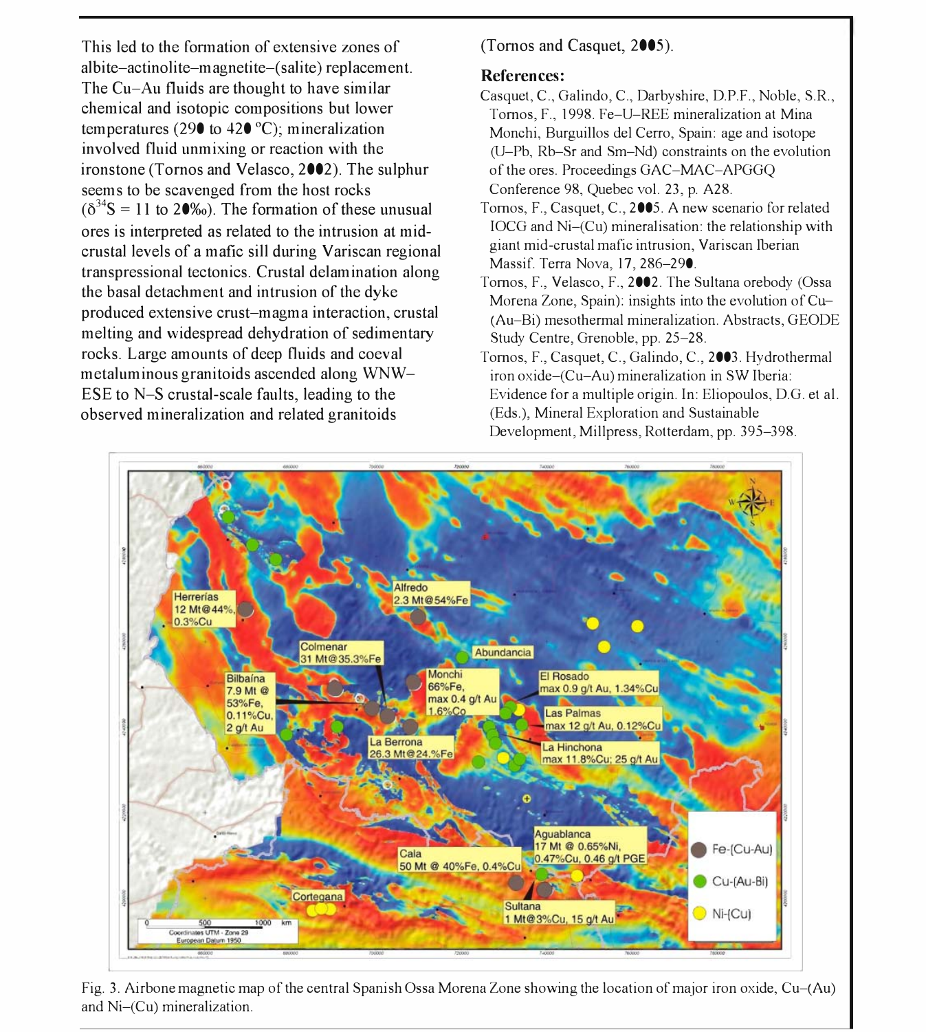This led to the formation of extensive zones of albite–actinolite–magnetite–(salite) replacement. The Cu–Au fluids are thought to have similar chemical and isotopic compositions but lower temperatures (290 to 420 ºC); mineralization involved fluid unmixing or reaction with the ironstone (Tornos and Velasco, 2002). The sulphur seems to be scavenged from the host rocks ($\delta^{34}S$ = 11 to 20‰). The formation of these unusual ores is interpreted as related to the intrusion at mid-crustal levels of a mafic sill during Variscan regional transpressional tectonics. Crustal delamination along the basal detachment and intrusion of the dyke produced extensive crust–magma interaction, crustal melting and widespread dehydration of sedimentary rocks. Large amounts of deep fluids and coeval metaluminous granitoids ascended along WNW–ESE to N–S crustal-scale faults, leading to the observed mineralization and related granitoids (Tornos and Casquet, 2005).

## References:

Casquet, C., Galindo, C., Darbyshire, D.P.F., Noble, S.R., Tornos, F., 1998. Fe–U–REE mineralization at Mina Monchi, Burguillos del Cerro, Spain: age and isotope (U–Pb, Rb–Sr and Sm–Nd) constraints on the evolution of the ores. Proceedings GAC–MAC–APGGQ Conference 98, Quebec vol. 23, p. A28.

Tornos, F., Casquet, C., 2005. A new scenario for related IOCG and Ni–(Cu) mineralisation: the relationship with giant mid-crustal mafic intrusion, Variscan Iberian Massif. Terra Nova, 17, 286–290.

Tornos, F., Velasco, F., 2002. The Sultana orebody (Ossa Morena Zone, Spain): insights into the evolution of Cu–(Au–Bi) mesothermal mineralization. Abstracts, GEODE Study Centre, Grenoble, pp. 25–28.

Tornos, F., Casquet, C., Galindo, C., 2003. Hydrothermal iron oxide–(Cu–Au) mineralization in SW Iberia: Evidence for a multiple origin. In: Eliopoulos, D.G. et al. (Eds.), Mineral Exploration and Sustainable Development, Millpress, Rotterdam, pp. 395–398.

Herrerías
12 Mt@44%,
0.3%Cu

Alfredo
2.3 Mt@54%Fe

Colmenar
31 Mt@35.3%Fe

Abundancia

Bilbaína
7.9 Mt @
53%Fe,
0.11%Cu,
2 g/t Au

Monchi
66%Fe,
max 0.4 g/t Au
1.6%Co

El Rosado
max 0.9 g/t Au, 1.34%Cu

Las Palmas
max 12 g/t Au, 0.12%Cu

La Hinchona
max 11.8%Cu; 25 g/t Au

La Berrona
26.3 Mt@24.%Fe

Aguablanca
17 Mt @ 0.65%Ni,
0.47%Cu, 0.46 g/t PGE

Cala
50 Mt @ 40%Fe, 0.4%Cu

Sultana
1 Mt@3%Cu, 15 g/t Au

Cortegana

Fe-(Cu-Au)
Cu-(Au-Bi)
Ni-(Cu)

0 500 1000 km
Coordinates UTM - Zone 29
European Datum 1950

Fig. 3. Airbone magnetic map of the central Spanish Ossa Morena Zone showing the location of major iron oxide, Cu–(Au) and Ni–(Cu) mineralization.